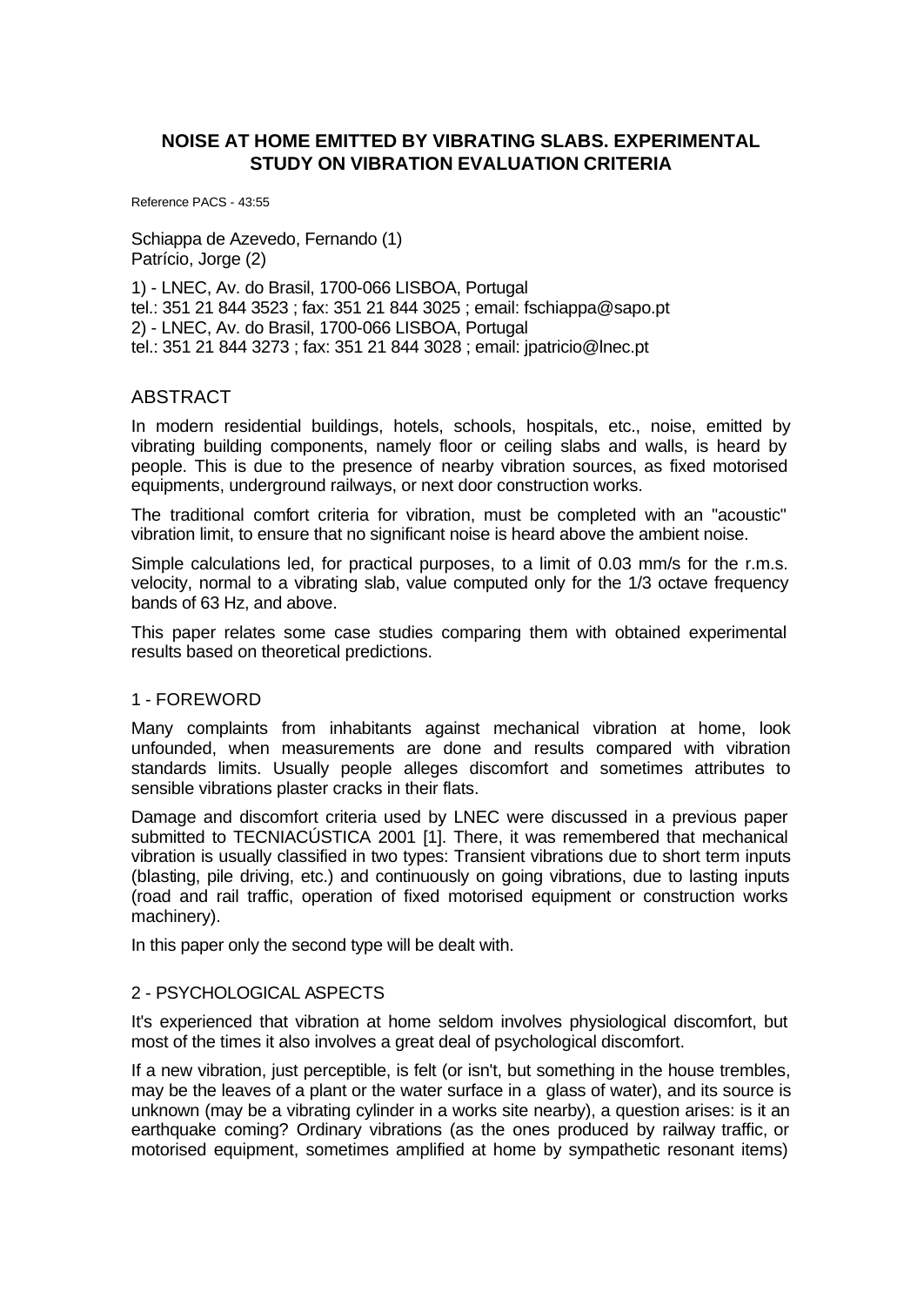# NOISE AT HOME EMITTED BY VIBRATING SLABS. EXPERIMENTAL STUDY ON VIBRATION EVALUATION CRITERIA

Reference PACS - 43:55

Schiappa de Azevedo, Fernando (1)
Patrício, Jorge (2)

1) - LNEC, Av. do Brasil, 1700-066 LISBOA, Portugal
tel.: 351 21 844 3523 ; fax: 351 21 844 3025 ; email: fschiappa@sapo.pt
2) - LNEC, Av. do Brasil, 1700-066 LISBOA, Portugal
tel.: 351 21 844 3273 ; fax: 351 21 844 3028 ; email: jpatricio@lnec.pt

## ABSTRACT

In modern residential buildings, hotels, schools, hospitals, etc., noise, emitted by vibrating building components, namely floor or ceiling slabs and walls, is heard by people. This is due to the presence of nearby vibration sources, as fixed motorised equipments, underground railways, or next door construction works.

The traditional comfort criteria for vibration, must be completed with an "acoustic" vibration limit, to ensure that no significant noise is heard above the ambient noise.

Simple calculations led, for practical purposes, to a limit of 0.03 mm/s for the r.m.s. velocity, normal to a vibrating slab, value computed only for the 1/3 octave frequency bands of 63 Hz, and above.

This paper relates some case studies comparing them with obtained experimental results based on theoretical predictions.

### 1 - FOREWORD

Many complaints from inhabitants against mechanical vibration at home, look unfounded, when measurements are done and results compared with vibration standards limits. Usually people alleges discomfort and sometimes attributes to sensible vibrations plaster cracks in their flats.

Damage and discomfort criteria used by LNEC were discussed in a previous paper submitted to TECNIACÚSTICA 2001 [1]. There, it was remembered that mechanical vibration is usually classified in two types: Transient vibrations due to short term inputs (blasting, pile driving, etc.) and continuously on going vibrations, due to lasting inputs (road and rail traffic, operation of fixed motorised equipment or construction works machinery).

In this paper only the second type will be dealt with.

### 2 - PSYCHOLOGICAL ASPECTS

It's experienced that vibration at home seldom involves physiological discomfort, but most of the times it also involves a great deal of psychological discomfort.

If a new vibration, just perceptible, is felt (or isn't, but something in the house trembles, may be the leaves of a plant or the water surface in a glass of water), and its source is unknown (may be a vibrating cylinder in a works site nearby), a question arises: is it an earthquake coming? Ordinary vibrations (as the ones produced by railway traffic, or motorised equipment, sometimes amplified at home by sympathetic resonant items)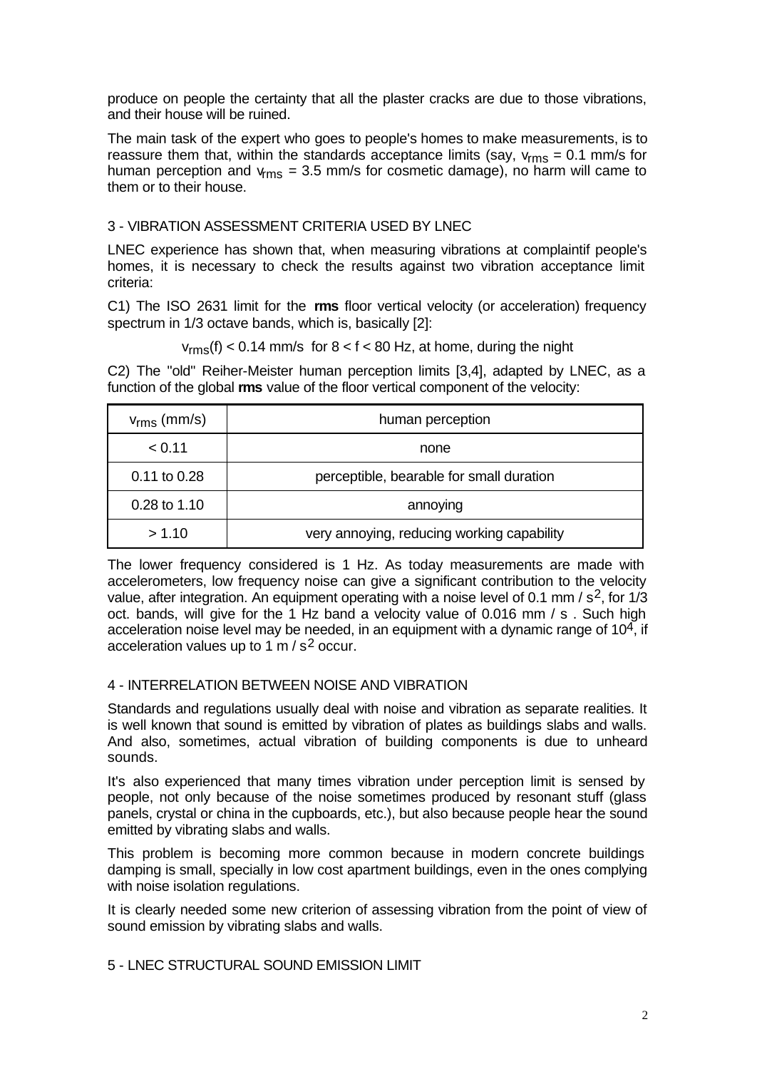produce on people the certainty that all the plaster cracks are due to those vibrations, and their house will be ruined.

The main task of the expert who goes to people's homes to make measurements, is to reassure them that, within the standards acceptance limits (say, $v_{rms}$ = 0.1 mm/s for human perception and $v_{rms}$ = 3.5 mm/s for cosmetic damage), no harm will came to them or to their house.

## 3 - VIBRATION ASSESSMENT CRITERIA USED BY LNEC

LNEC experience has shown that, when measuring vibrations at complaintif people's homes, it is necessary to check the results against two vibration acceptance limit criteria:

C1) The ISO 2631 limit for the **rms** floor vertical velocity (or acceleration) frequency spectrum in 1/3 octave bands, which is, basically [2]:

$$v_{rms}(f) < 0.14 \text{ mm/s} \quad \text{for } 8 < f < 80 \text{ Hz, at home, during the night}$$

C2) The "old" Reiher-Meister human perception limits [3,4], adapted by LNEC, as a function of the global **rms** value of the floor vertical component of the velocity:

| $v_{rms}$ (mm/s) | human perception |
|---|---|
| < 0.11 | none |
| 0.11 to 0.28 | perceptible, bearable for small duration |
| 0.28 to 1.10 | annoying |
| > 1.10 | very annoying, reducing working capability |

The lower frequency considered is 1 Hz. As today measurements are made with accelerometers, low frequency noise can give a significant contribution to the velocity value, after integration. An equipment operating with a noise level of 0.1 mm / $s^2$, for 1/3 oct. bands, will give for the 1 Hz band a velocity value of 0.016 mm / s . Such high acceleration noise level may be needed, in an equipment with a dynamic range of $10^4$, if acceleration values up to 1 m / $s^2$ occur.

## 4 - INTERRELATION BETWEEN NOISE AND VIBRATION

Standards and regulations usually deal with noise and vibration as separate realities. It is well known that sound is emitted by vibration of plates as buildings slabs and walls. And also, sometimes, actual vibration of building components is due to unheard sounds.

It's also experienced that many times vibration under perception limit is sensed by people, not only because of the noise sometimes produced by resonant stuff (glass panels, crystal or china in the cupboards, etc.), but also because people hear the sound emitted by vibrating slabs and walls.

This problem is becoming more common because in modern concrete buildings damping is small, specially in low cost apartment buildings, even in the ones complying with noise isolation regulations.

It is clearly needed some new criterion of assessing vibration from the point of view of sound emission by vibrating slabs and walls.

## 5 - LNEC STRUCTURAL SOUND EMISSION LIMIT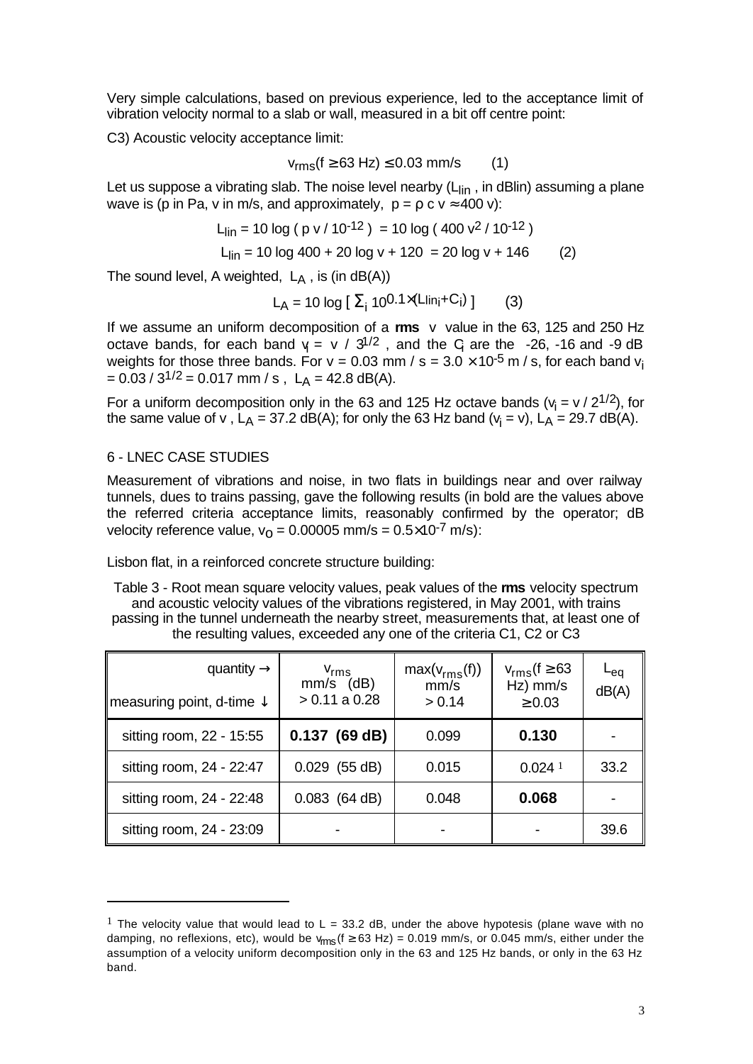Very simple calculations, based on previous experience, led to the acceptance limit of vibration velocity normal to a slab or wall, measured in a bit off centre point:

C3) Acoustic velocity acceptance limit:

$$v_{rms}(f \geq 63\ \text{Hz}) \leq 0.03\ \text{mm/s} \qquad (1)$$

Let us suppose a vibrating slab. The noise level nearby ($L_{lin}$, in dBlin) assuming a plane wave is (p in Pa, v in m/s, and approximately, $p = \rho\, c\, v \approx 400\, v$):

$$L_{lin} = 10 \log ( p\, v / 10^{-12} ) = 10 \log ( 400\, v^2 / 10^{-12} )$$

$$L_{lin} = 10 \log 400 + 20 \log v + 120 = 20 \log v + 146 \qquad (2)$$

The sound level, A weighted, $L_A$, is (in dB(A))

$$L_A = 10 \log [ \textstyle\sum_i 10^{0.1 \times (L_{lin_i} + C_i)} ] \qquad (3)$$

If we assume an uniform decomposition of a **rms** v value in the 63, 125 and 250 Hz octave bands, for each band $v_i = v / 3^{1/2}$, and the $C_i$ are the -26, -16 and -9 dB weights for those three bands. For $v = 0.03$ mm / s $= 3.0 \times 10^{-5}$ m / s, for each band $v_i = 0.03 / 3^{1/2} = 0.017$ mm / s, $L_A = 42.8$ dB(A).

For a uniform decomposition only in the 63 and 125 Hz octave bands ($v_i = v / 2^{1/2}$), for the same value of v, $L_A = 37.2$ dB(A); for only the 63 Hz band ($v_i = v$), $L_A = 29.7$ dB(A).

## 6 - LNEC CASE STUDIES

Measurement of vibrations and noise, in two flats in buildings near and over railway tunnels, dues to trains passing, gave the following results (in bold are the values above the referred criteria acceptance limits, reasonably confirmed by the operator; dB velocity reference value, $v_0 = 0.00005$ mm/s $= 0.5 \times 10^{-7}$ m/s):

Lisbon flat, in a reinforced concrete structure building:

Table 3 - Root mean square velocity values, peak values of the **rms** velocity spectrum and acoustic velocity values of the vibrations registered, in May 2001, with trains passing in the tunnel underneath the nearby street, measurements that, at least one of the resulting values, exceeded any one of the criteria C1, C2 or C3

| quantity → <br> measuring point, d-time ↓ | $v_{rms}$ mm/s (dB) > 0.11 a 0.28 | $\max(v_{rms}(f))$ mm/s > 0.14 | $v_{rms}(f \geq 63$ Hz) mm/s $\geq 0.03$ | $L_{eq}$ dB(A) |
|---|---|---|---|---|
| sitting room, 22 - 15:55 | **0.137 (69 dB)** | 0.099 | **0.130** | - |
| sitting room, 24 - 22:47 | 0.029 (55 dB) | 0.015 | 0.024 [1] | 33.2 |
| sitting room, 24 - 22:48 | 0.083 (64 dB) | 0.048 | **0.068** | - |
| sitting room, 24 - 23:09 | - | - | - | 39.6 |

[1] The velocity value that would lead to L = 33.2 dB, under the above hypotesis (plane wave with no damping, no reflexions, etc), would be $v_{rms}(f \geq 63$ Hz) = 0.019 mm/s, or 0.045 mm/s, either under the assumption of a velocity uniform decomposition only in the 63 and 125 Hz bands, or only in the 63 Hz band.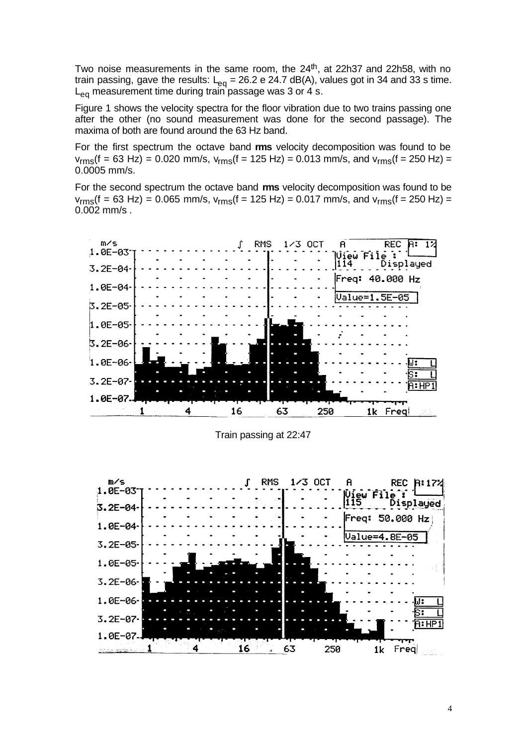Two noise measurements in the same room, the 24th, at 22h37 and 22h58, with no train passing, gave the results: $L_{eq}$ = 26.2 e 24.7 dB(A), values got in 34 and 33 s time. $L_{eq}$ measurement time during train passage was 3 or 4 s.

Figure 1 shows the velocity spectra for the floor vibration due to two trains passing one after the other (no sound measurement was done for the second passage). The maxima of both are found around the 63 Hz band.

For the first spectrum the octave band **rms** velocity decomposition was found to be $v_{rms}$(f = 63 Hz) = 0.020 mm/s, $v_{rms}$(f = 125 Hz) = 0.013 mm/s, and $v_{rms}$(f = 250 Hz) = 0.0005 mm/s.

For the second spectrum the octave band **rms** velocity decomposition was found to be $v_{rms}$(f = 63 Hz) = 0.065 mm/s, $v_{rms}$(f = 125 Hz) = 0.017 mm/s, and $v_{rms}$(f = 250 Hz) = 0.002 mm/s .

m/s
∫ RMS 1/3 OCT A REC A: 1%
View File : 114 Displayed
Freq: 40.000 Hz
Value=1.5E-05
1.0E-03
3.2E-04
1.0E-04
3.2E-05
1.0E-05
3.2E-06
1.0E-06
3.2E-07
1.0E-07
1 4 16 63 250 1k Freq
W: L
S: L
A: HP1

Train passing at 22:47

m/s
∫ RMS 1/3 OCT A REC A: 17%
View File : 115 Displayed
Freq: 50.000 Hz
Value=4.8E-05
1.0E-03
3.2E-04
1.0E-04
3.2E-05
1.0E-05
3.2E-06
1.0E-06
3.2E-07
1.0E-07
1 4 16 63 250 1k Freq
W: L
S: L
A: HP1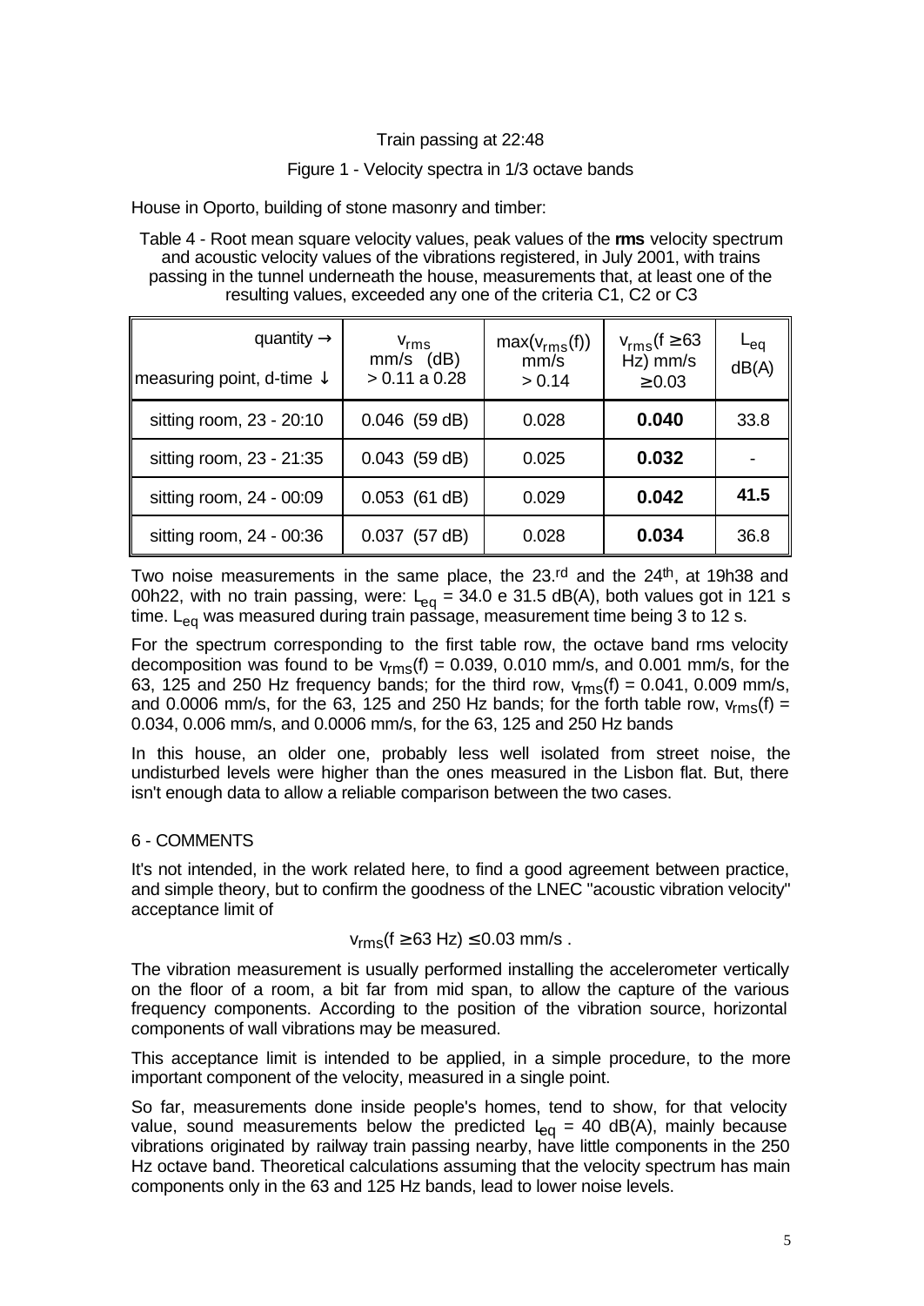Train passing at 22:48

Figure 1 - Velocity spectra in 1/3 octave bands

House in Oporto, building of stone masonry and timber:

Table 4 - Root mean square velocity values, peak values of the **rms** velocity spectrum and acoustic velocity values of the vibrations registered, in July 2001, with trains passing in the tunnel underneath the house, measurements that, at least one of the resulting values, exceeded any one of the criteria C1, C2 or C3

| quantity → <br> measuring point, d-time ↓ | $v_{rms}$ mm/s (dB) > 0.11 a 0.28 | $\max(v_{rms}(f))$ mm/s > 0.14 | $v_{rms}(f \geq 63$ Hz) mm/s $\geq 0.03$ | $L_{eq}$ dB(A) |
|---|---|---|---|---|
| sitting room, 23 - 20:10 | 0.046 (59 dB) | 0.028 | **0.040** | 33.8 |
| sitting room, 23 - 21:35 | 0.043 (59 dB) | 0.025 | **0.032** | - |
| sitting room, 24 - 00:09 | 0.053 (61 dB) | 0.029 | **0.042** | **41.5** |
| sitting room, 24 - 00:36 | 0.037 (57 dB) | 0.028 | **0.034** | 36.8 |

Two noise measurements in the same place, the 23.rd and the 24th, at 19h38 and 00h22, with no train passing, were: $L_{eq}$ = 34.0 e 31.5 dB(A), both values got in 121 s time. $L_{eq}$ was measured during train passage, measurement time being 3 to 12 s.

For the spectrum corresponding to the first table row, the octave band rms velocity decomposition was found to be $v_{rms}(f)$ = 0.039, 0.010 mm/s, and 0.001 mm/s, for the 63, 125 and 250 Hz frequency bands; for the third row, $v_{rms}(f)$ = 0.041, 0.009 mm/s, and 0.0006 mm/s, for the 63, 125 and 250 Hz bands; for the forth table row, $v_{rms}(f)$ = 0.034, 0.006 mm/s, and 0.0006 mm/s, for the 63, 125 and 250 Hz bands

In this house, an older one, probably less well isolated from street noise, the undisturbed levels were higher than the ones measured in the Lisbon flat. But, there isn't enough data to allow a reliable comparison between the two cases.

## 6 - COMMENTS

It's not intended, in the work related here, to find a good agreement between practice, and simple theory, but to confirm the goodness of the LNEC "acoustic vibration velocity" acceptance limit of

$$v_{rms}(f \geq 63 \text{ Hz}) \leq 0.03 \text{ mm/s} .$$

The vibration measurement is usually performed installing the accelerometer vertically on the floor of a room, a bit far from mid span, to allow the capture of the various frequency components. According to the position of the vibration source, horizontal components of wall vibrations may be measured.

This acceptance limit is intended to be applied, in a simple procedure, to the more important component of the velocity, measured in a single point.

So far, measurements done inside people's homes, tend to show, for that velocity value, sound measurements below the predicted $L_{eq}$ = 40 dB(A), mainly because vibrations originated by railway train passing nearby, have little components in the 250 Hz octave band. Theoretical calculations assuming that the velocity spectrum has main components only in the 63 and 125 Hz bands, lead to lower noise levels.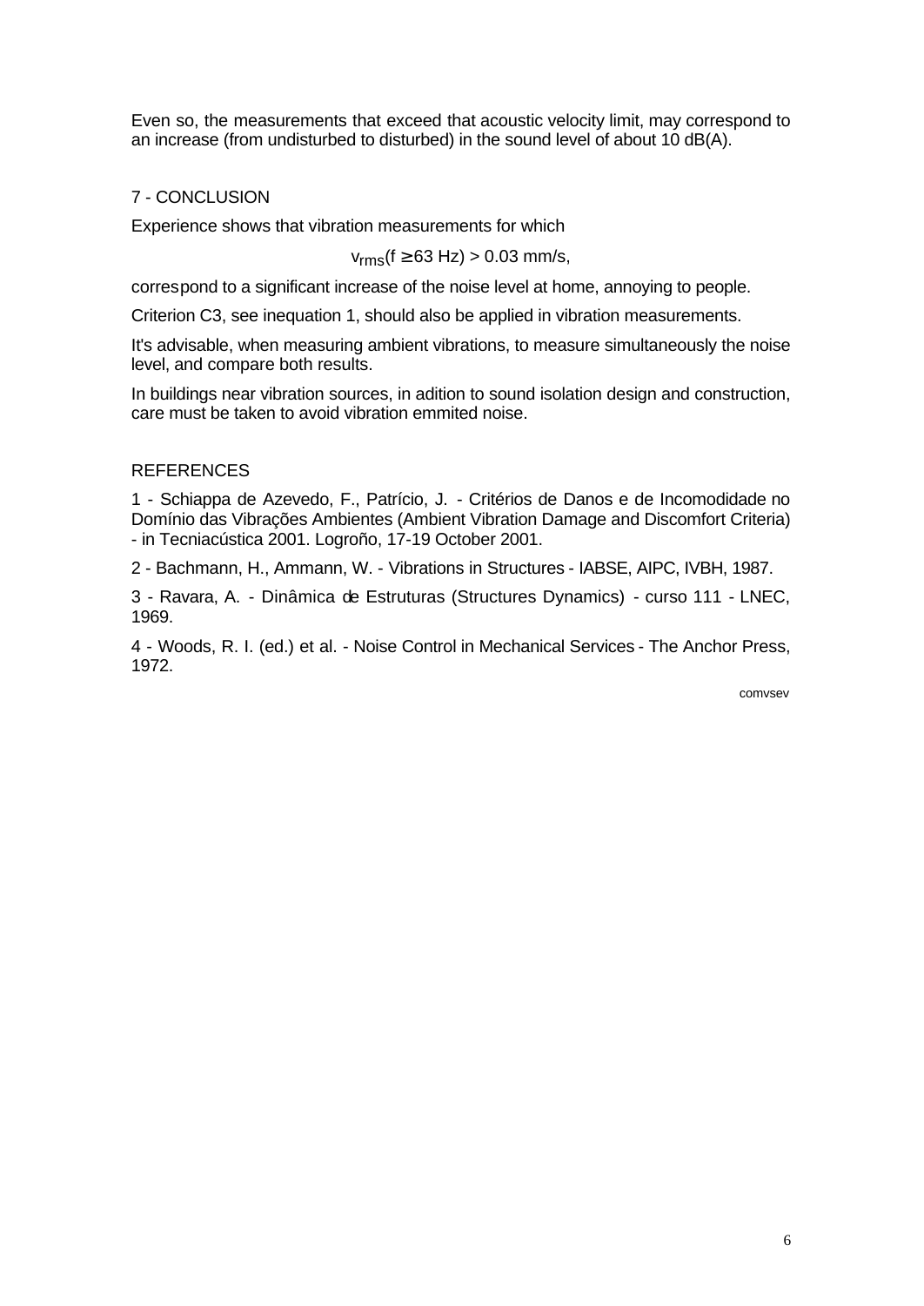Even so, the measurements that exceed that acoustic velocity limit, may correspond to an increase (from undisturbed to disturbed) in the sound level of about 10 dB(A).

## 7 - CONCLUSION

Experience shows that vibration measurements for which

$$v_{rms}(f \geq 63 \text{ Hz}) > 0.03 \text{ mm/s},$$

correspond to a significant increase of the noise level at home, annoying to people.

Criterion C3, see inequation 1, should also be applied in vibration measurements.

It's advisable, when measuring ambient vibrations, to measure simultaneously the noise level, and compare both results.

In buildings near vibration sources, in adition to sound isolation design and construction, care must be taken to avoid vibration emmited noise.

## REFERENCES

1 - Schiappa de Azevedo, F., Patrício, J. - Critérios de Danos e de Incomodidade no Domínio das Vibrações Ambientes (Ambient Vibration Damage and Discomfort Criteria) - in Tecniacústica 2001. Logroño, 17-19 October 2001.

2 - Bachmann, H., Ammann, W. - Vibrations in Structures - IABSE, AIPC, IVBH, 1987.

3 - Ravara, A. - Dinâmica de Estruturas (Structures Dynamics) - curso 111 - LNEC, 1969.

4 - Woods, R. I. (ed.) et al. - Noise Control in Mechanical Services - The Anchor Press, 1972.

comvsev